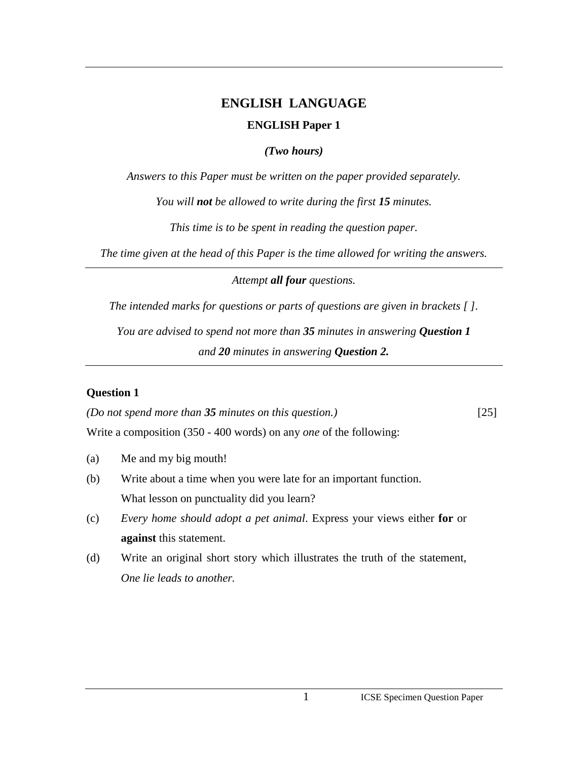# ENGLISH LANGUAGE

## ENGLISH Paper 1

***(Two hours)***

*Answers to this Paper must be written on the paper provided separately.*

*You will **not** be allowed to write during the first **15** minutes.*

*This time is to be spent in reading the question paper.*

*The time given at the head of this Paper is the time allowed for writing the answers.*

---

*Attempt **all four** questions.*

*The intended marks for questions or parts of questions are given in brackets [ ].*

*You are advised to spend not more than **35** minutes in answering **Question 1** and **20** minutes in answering **Question 2.***

---

**Question 1**

*(Do not spend more than **35** minutes on this question.)* [25]

Write a composition (350 - 400 words) on any *one* of the following:

(a) Me and my big mouth!

(b) Write about a time when you were late for an important function. What lesson on punctuality did you learn?

(c) *Every home should adopt a pet animal*. Express your views either **for** or **against** this statement.

(d) Write an original short story which illustrates the truth of the statement, *One lie leads to another.*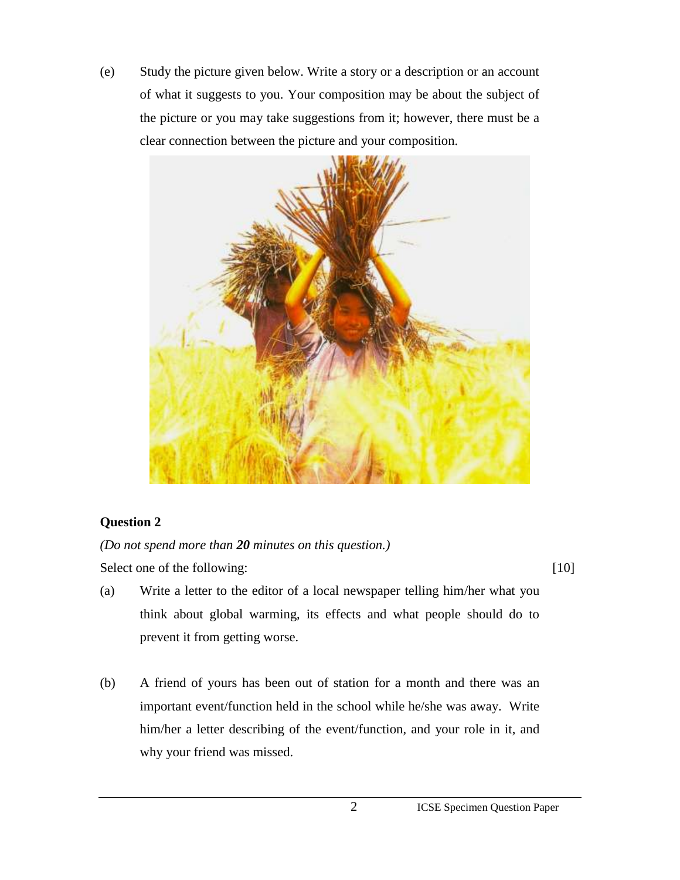(e) Study the picture given below. Write a story or a description or an account of what it suggests to you. Your composition may be about the subject of the picture or you may take suggestions from it; however, there must be a clear connection between the picture and your composition.

## Question 2

*(Do not spend more than **20** minutes on this question.)*

Select one of the following: [10]

(a) Write a letter to the editor of a local newspaper telling him/her what you think about global warming, its effects and what people should do to prevent it from getting worse.

(b) A friend of yours has been out of station for a month and there was an important event/function held in the school while he/she was away. Write him/her a letter describing of the event/function, and your role in it, and why your friend was missed.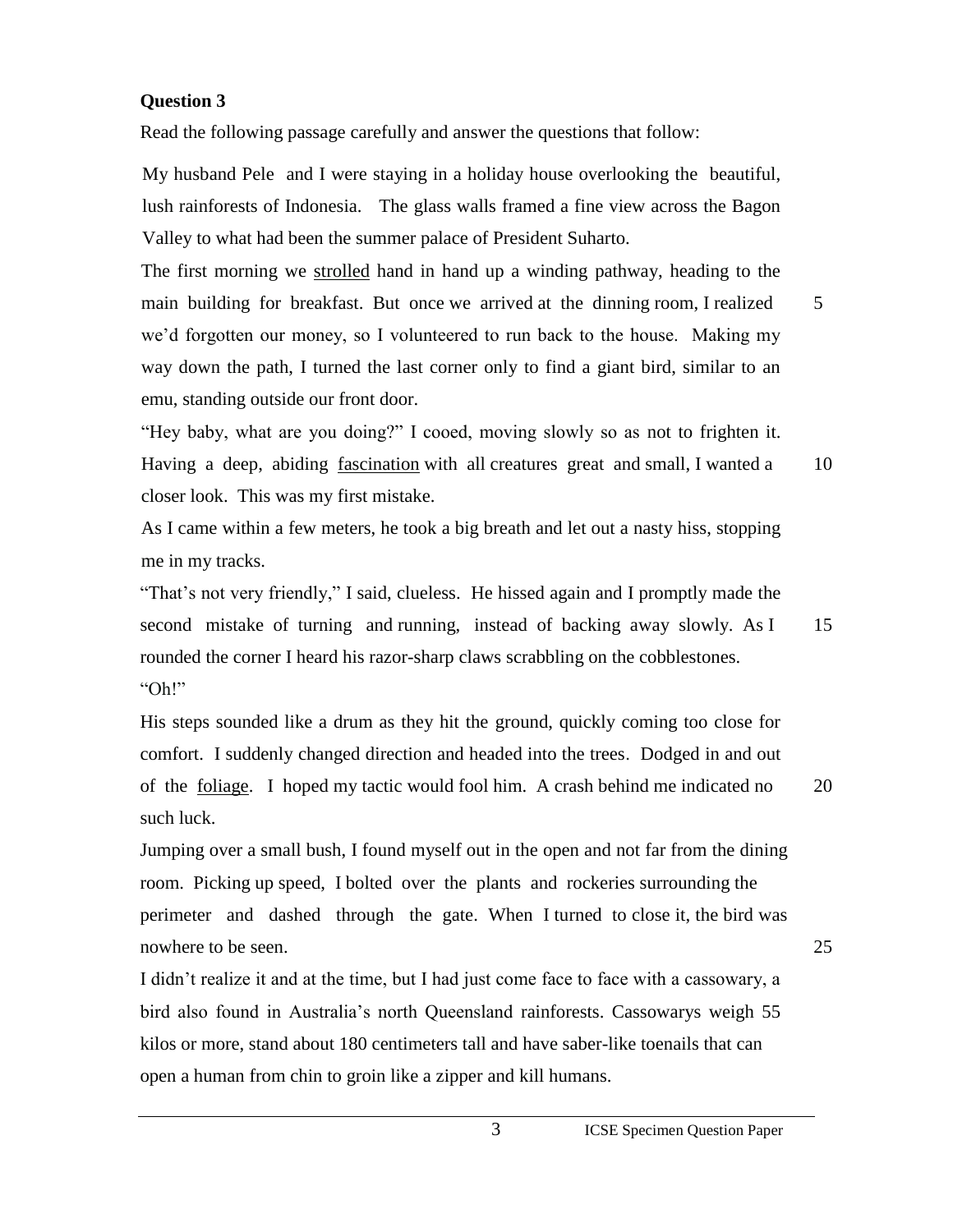**Question 3**

Read the following passage carefully and answer the questions that follow:

My husband Pele and I were staying in a holiday house overlooking the beautiful, lush rainforests of Indonesia. The glass walls framed a fine view across the Bagon Valley to what had been the summer palace of President Suharto.

The first morning we <u>strolled</u> hand in hand up a winding pathway, heading to the main building for breakfast. But once we arrived at the dinning room, I realized we'd forgotten our money, so I volunteered to run back to the house. Making my way down the path, I turned the last corner only to find a giant bird, similar to an emu, standing outside our front door. 5

"Hey baby, what are you doing?" I cooed, moving slowly so as not to frighten it. Having a deep, abiding <u>fascination</u> with all creatures great and small, I wanted a closer look. This was my first mistake. 10

As I came within a few meters, he took a big breath and let out a nasty hiss, stopping me in my tracks.

"That's not very friendly," I said, clueless. He hissed again and I promptly made the second mistake of turning and running, instead of backing away slowly. As I rounded the corner I heard his razor-sharp claws scrabbling on the cobblestones. 15

"Oh!"

His steps sounded like a drum as they hit the ground, quickly coming too close for comfort. I suddenly changed direction and headed into the trees. Dodged in and out of the <u>foliage</u>. I hoped my tactic would fool him. A crash behind me indicated no such luck. 20

Jumping over a small bush, I found myself out in the open and not far from the dining room. Picking up speed, I bolted over the plants and rockeries surrounding the perimeter and dashed through the gate. When I turned to close it, the bird was nowhere to be seen. 25

I didn't realize it and at the time, but I had just come face to face with a cassowary, a bird also found in Australia's north Queensland rainforests. Cassowarys weigh 55 kilos or more, stand about 180 centimeters tall and have saber-like toenails that can open a human from chin to groin like a zipper and kill humans.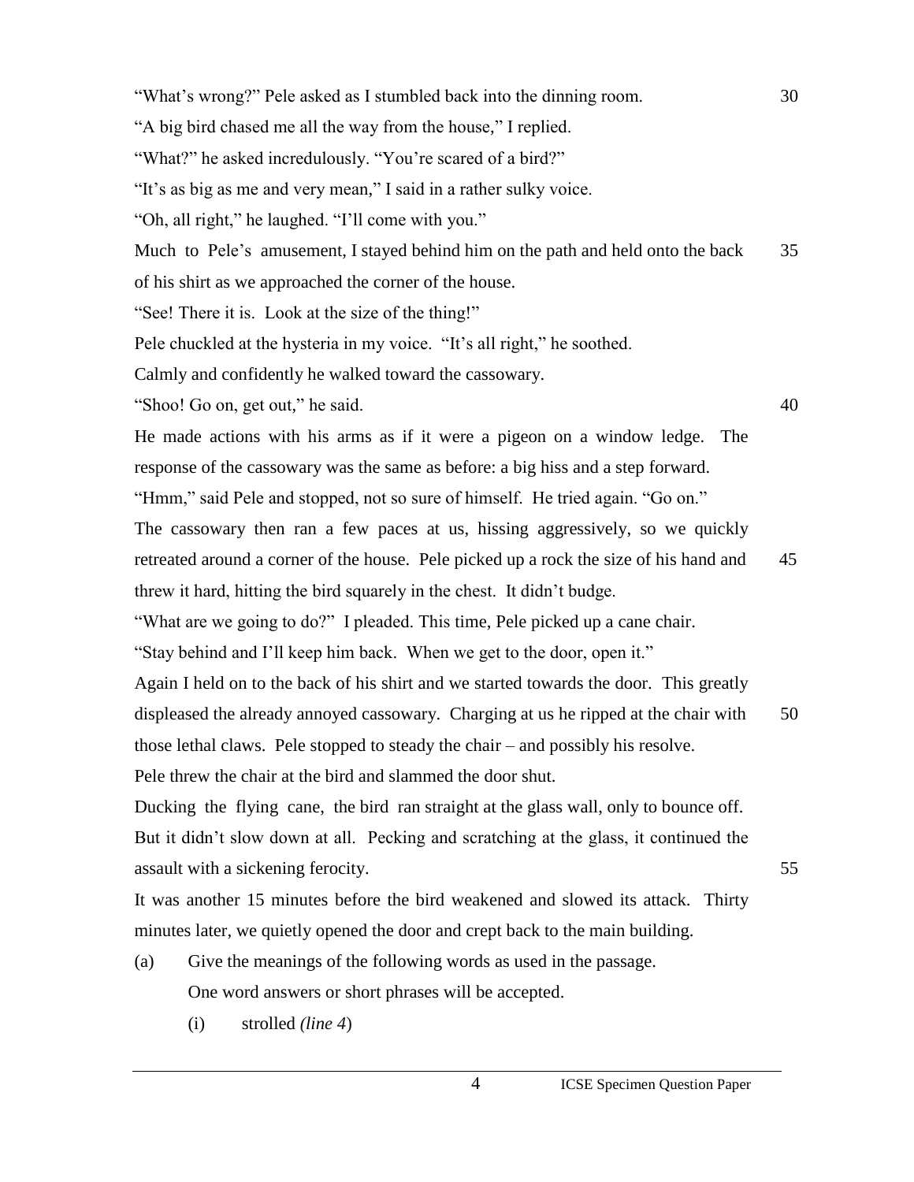"What's wrong?" Pele asked as I stumbled back into the dinning room. 30

"A big bird chased me all the way from the house," I replied.

"What?" he asked incredulously. "You're scared of a bird?"

"It's as big as me and very mean," I said in a rather sulky voice.

"Oh, all right," he laughed. "I'll come with you."

Much to Pele's amusement, I stayed behind him on the path and held onto the back of his shirt as we approached the corner of the house. 35

"See! There it is. Look at the size of the thing!"

Pele chuckled at the hysteria in my voice. "It's all right," he soothed.

Calmly and confidently he walked toward the cassowary.

"Shoo! Go on, get out," he said. 40

He made actions with his arms as if it were a pigeon on a window ledge. The response of the cassowary was the same as before: a big hiss and a step forward.

"Hmm," said Pele and stopped, not so sure of himself. He tried again. "Go on."

The cassowary then ran a few paces at us, hissing aggressively, so we quickly retreated around a corner of the house. Pele picked up a rock the size of his hand and threw it hard, hitting the bird squarely in the chest. It didn't budge. 45

"What are we going to do?" I pleaded. This time, Pele picked up a cane chair.

"Stay behind and I'll keep him back. When we get to the door, open it."

Again I held on to the back of his shirt and we started towards the door. This greatly displeased the already annoyed cassowary. Charging at us he ripped at the chair with those lethal claws. Pele stopped to steady the chair – and possibly his resolve. 50

Pele threw the chair at the bird and slammed the door shut.

Ducking the flying cane, the bird ran straight at the glass wall, only to bounce off. But it didn't slow down at all. Pecking and scratching at the glass, it continued the assault with a sickening ferocity. 55

It was another 15 minutes before the bird weakened and slowed its attack. Thirty minutes later, we quietly opened the door and crept back to the main building.

(a) Give the meanings of the following words as used in the passage.
One word answers or short phrases will be accepted.

(i) strolled *(line 4)*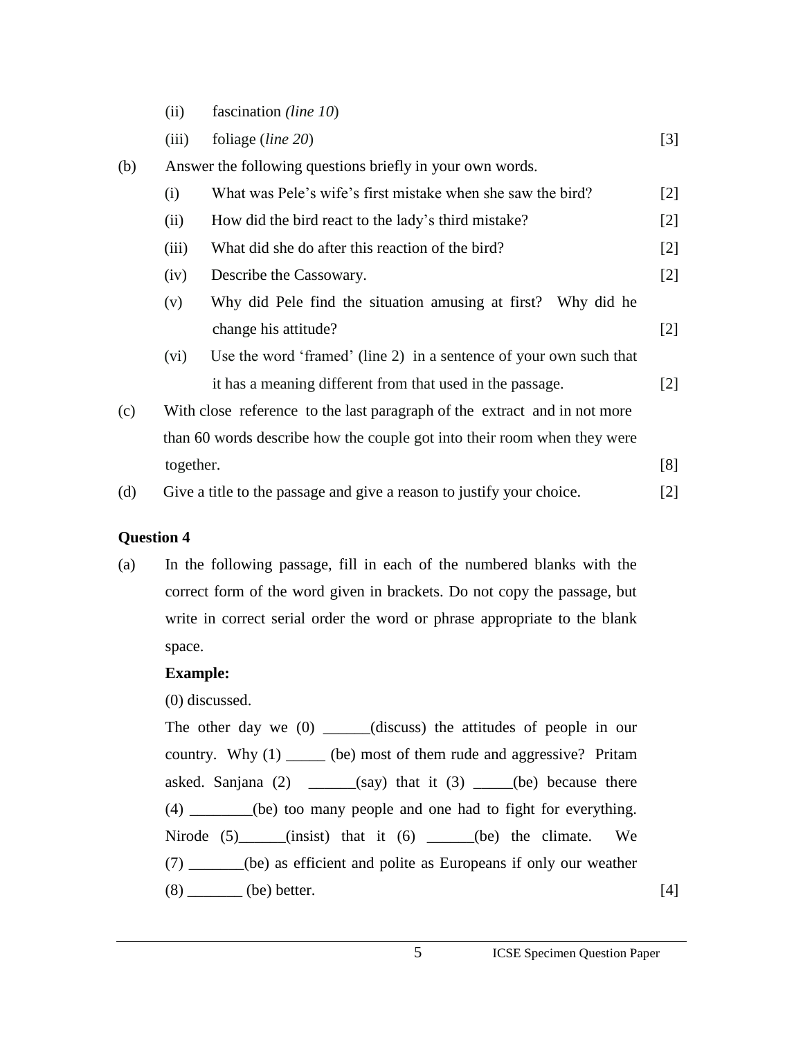(ii) fascination *(line 10)*

(iii) foliage (*line 20*) [3]

(b) Answer the following questions briefly in your own words.

(i) What was Pele's wife's first mistake when she saw the bird? [2]

(ii) How did the bird react to the lady's third mistake? [2]

(iii) What did she do after this reaction of the bird? [2]

(iv) Describe the Cassowary. [2]

(v) Why did Pele find the situation amusing at first? Why did he change his attitude? [2]

(vi) Use the word 'framed' (line 2) in a sentence of your own such that it has a meaning different from that used in the passage. [2]

(c) With close reference to the last paragraph of the extract and in not more than 60 words describe how the couple got into their room when they were together. [8]

(d) Give a title to the passage and give a reason to justify your choice. [2]

**Question 4**

(a) In the following passage, fill in each of the numbered blanks with the correct form of the word given in brackets. Do not copy the passage, but write in correct serial order the word or phrase appropriate to the blank space.

**Example:**

(0) discussed.

The other day we (0) ______(discuss) the attitudes of people in our country. Why (1) _____ (be) most of them rude and aggressive? Pritam asked. Sanjana (2) ______(say) that it (3) _____(be) because there (4) ________(be) too many people and one had to fight for everything. Nirode (5)______(insist) that it (6) ______(be) the climate. We (7) _______(be) as efficient and polite as Europeans if only our weather (8) _______ (be) better. [4]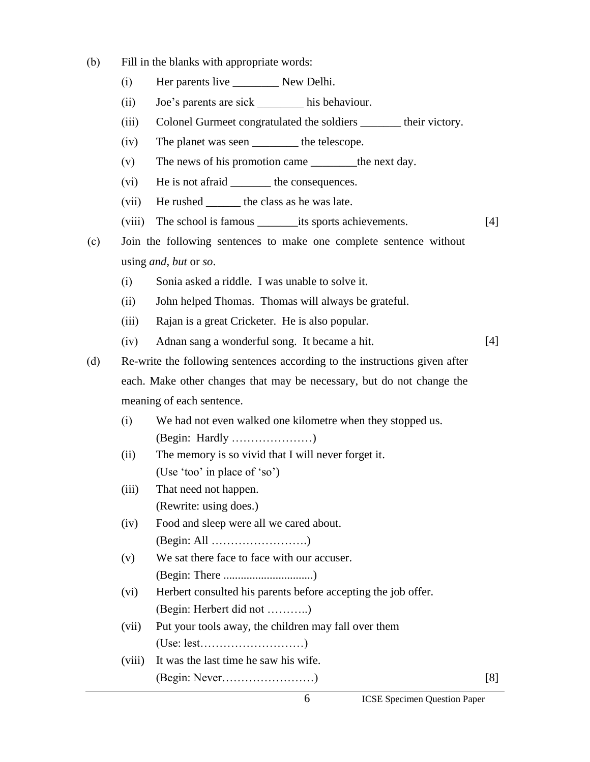(b) Fill in the blanks with appropriate words:

(i) Her parents live ________ New Delhi.

(ii) Joe's parents are sick ________ his behaviour.

(iii) Colonel Gurmeet congratulated the soldiers _______ their victory.

(iv) The planet was seen ________ the telescope.

(v) The news of his promotion came ________the next day.

(vi) He is not afraid _______ the consequences.

(vii) He rushed ______ the class as he was late.

(viii) The school is famous _______its sports achievements. [4]

(c) Join the following sentences to make one complete sentence without using *and*, *but* or *so*.

(i) Sonia asked a riddle. I was unable to solve it.

(ii) John helped Thomas. Thomas will always be grateful.

(iii) Rajan is a great Cricketer. He is also popular.

(iv) Adnan sang a wonderful song. It became a hit. [4]

(d) Re-write the following sentences according to the instructions given after each. Make other changes that may be necessary, but do not change the meaning of each sentence.

(i) We had not even walked one kilometre when they stopped us.
(Begin: Hardly …………………)

(ii) The memory is so vivid that I will never forget it.
(Use 'too' in place of 'so')

(iii) That need not happen.
(Rewrite: using does.)

(iv) Food and sleep were all we cared about.
(Begin: All …………………….)

(v) We sat there face to face with our accuser.
(Begin: There ...............................)

(vi) Herbert consulted his parents before accepting the job offer.
(Begin: Herbert did not ………..)

(vii) Put your tools away, the children may fall over them
(Use: lest………………………)

(viii) It was the last time he saw his wife.
(Begin: Never……………………) [8]